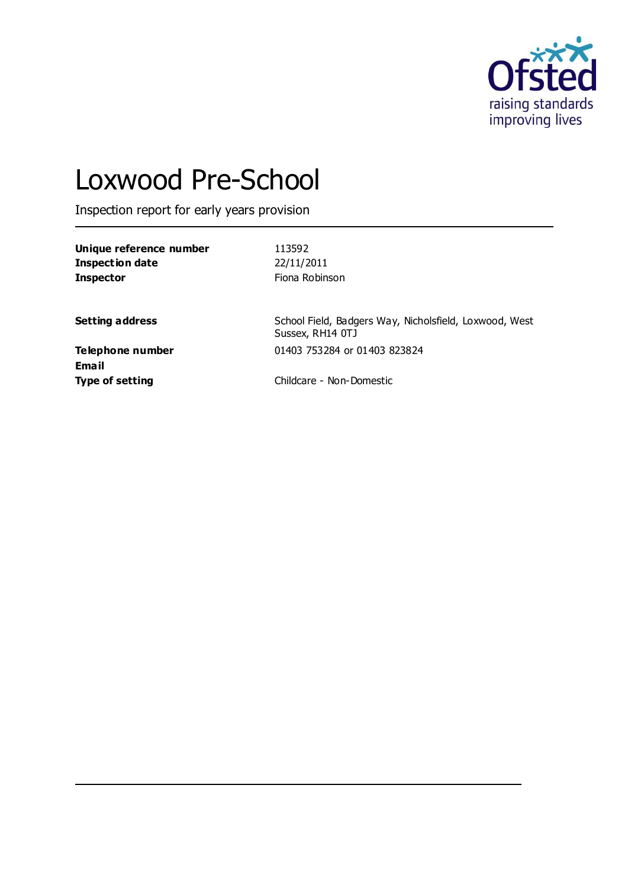# Loxwood Pre-School

Inspection report for early years provision

| | |
|---|---|
| **Unique reference number** | 113592 |
| **Inspection date** | 22/11/2011 |
| **Inspector** | Fiona Robinson |

| | |
|---|---|
| **Setting address** | School Field, Badgers Way, Nicholsfield, Loxwood, West Sussex, RH14 0TJ |
| **Telephone number** | 01403 753284 or 01403 823824 |
| **Email** | |
| **Type of setting** | Childcare - Non-Domestic |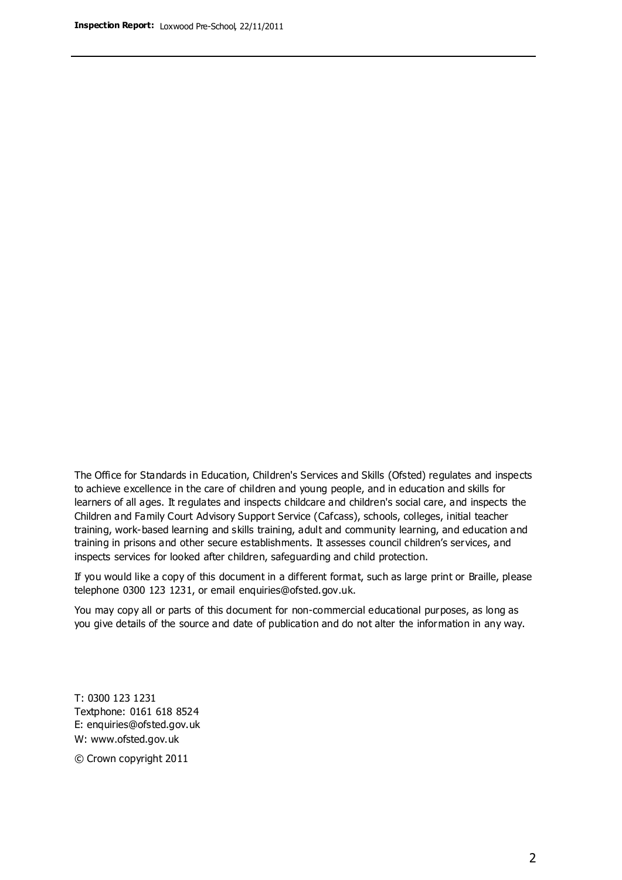The Office for Standards in Education, Children's Services and Skills (Ofsted) regulates and inspects to achieve excellence in the care of children and young people, and in education and skills for learners of all ages. It regulates and inspects childcare and children's social care, and inspects the Children and Family Court Advisory Support Service (Cafcass), schools, colleges, initial teacher training, work-based learning and skills training, adult and community learning, and education and training in prisons and other secure establishments. It assesses council children's services, and inspects services for looked after children, safeguarding and child protection.

If you would like a copy of this document in a different format, such as large print or Braille, please telephone 0300 123 1231, or email enquiries@ofsted.gov.uk.

You may copy all or parts of this document for non-commercial educational purposes, as long as you give details of the source and date of publication and do not alter the information in any way.

T: 0300 123 1231
Textphone: 0161 618 8524
E: enquiries@ofsted.gov.uk
W: www.ofsted.gov.uk

© Crown copyright 2011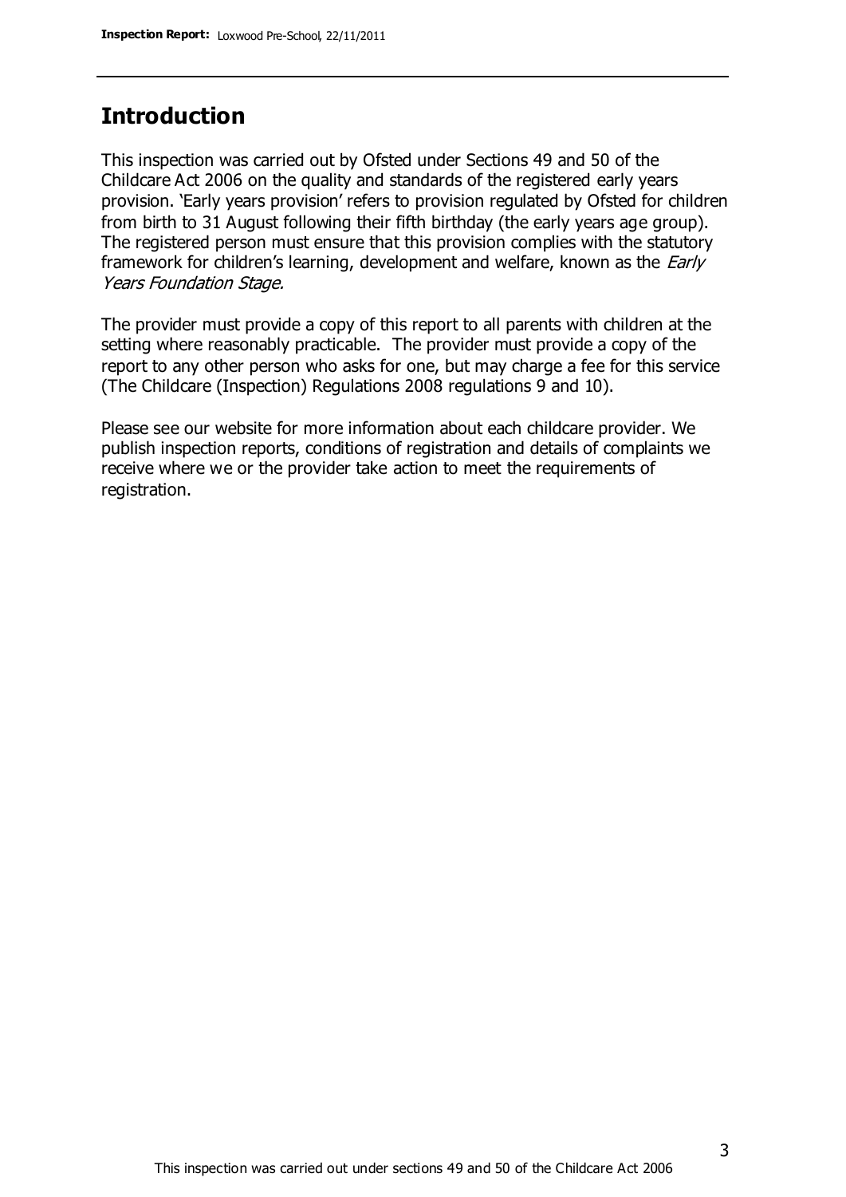## Introduction

This inspection was carried out by Ofsted under Sections 49 and 50 of the Childcare Act 2006 on the quality and standards of the registered early years provision. 'Early years provision' refers to provision regulated by Ofsted for children from birth to 31 August following their fifth birthday (the early years age group). The registered person must ensure that this provision complies with the statutory framework for children's learning, development and welfare, known as the *Early Years Foundation Stage.*

The provider must provide a copy of this report to all parents with children at the setting where reasonably practicable. The provider must provide a copy of the report to any other person who asks for one, but may charge a fee for this service (The Childcare (Inspection) Regulations 2008 regulations 9 and 10).

Please see our website for more information about each childcare provider. We publish inspection reports, conditions of registration and details of complaints we receive where we or the provider take action to meet the requirements of registration.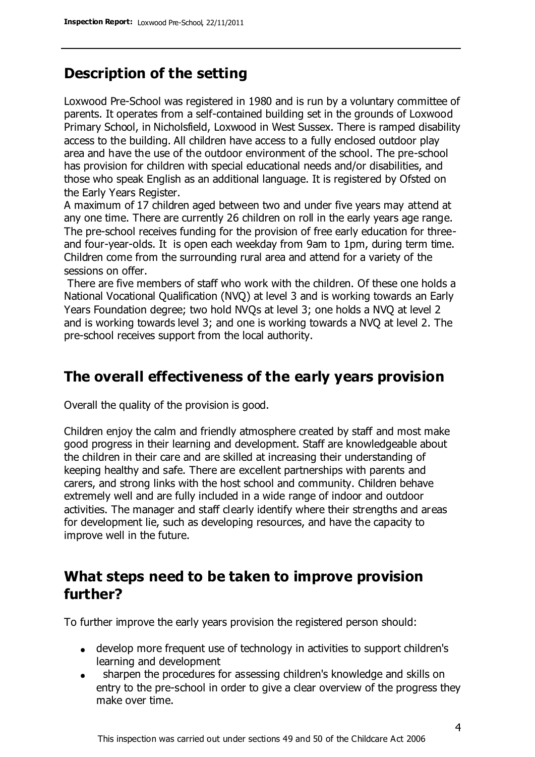## Description of the setting

Loxwood Pre-School was registered in 1980 and is run by a voluntary committee of parents. It operates from a self-contained building set in the grounds of Loxwood Primary School, in Nicholsfield, Loxwood in West Sussex. There is ramped disability access to the building. All children have access to a fully enclosed outdoor play area and have the use of the outdoor environment of the school. The pre-school has provision for children with special educational needs and/or disabilities, and those who speak English as an additional language. It is registered by Ofsted on the Early Years Register.

A maximum of 17 children aged between two and under five years may attend at any one time. There are currently 26 children on roll in the early years age range. The pre-school receives funding for the provision of free early education for three- and four-year-olds. It is open each weekday from 9am to 1pm, during term time. Children come from the surrounding rural area and attend for a variety of the sessions on offer.

There are five members of staff who work with the children. Of these one holds a National Vocational Qualification (NVQ) at level 3 and is working towards an Early Years Foundation degree; two hold NVQs at level 3; one holds a NVQ at level 2 and is working towards level 3; and one is working towards a NVQ at level 2. The pre-school receives support from the local authority.

## The overall effectiveness of the early years provision

Overall the quality of the provision is good.

Children enjoy the calm and friendly atmosphere created by staff and most make good progress in their learning and development. Staff are knowledgeable about the children in their care and are skilled at increasing their understanding of keeping healthy and safe. There are excellent partnerships with parents and carers, and strong links with the host school and community. Children behave extremely well and are fully included in a wide range of indoor and outdoor activities. The manager and staff clearly identify where their strengths and areas for development lie, such as developing resources, and have the capacity to improve well in the future.

## What steps need to be taken to improve provision further?

To further improve the early years provision the registered person should:

- develop more frequent use of technology in activities to support children's learning and development
- sharpen the procedures for assessing children's knowledge and skills on entry to the pre-school in order to give a clear overview of the progress they make over time.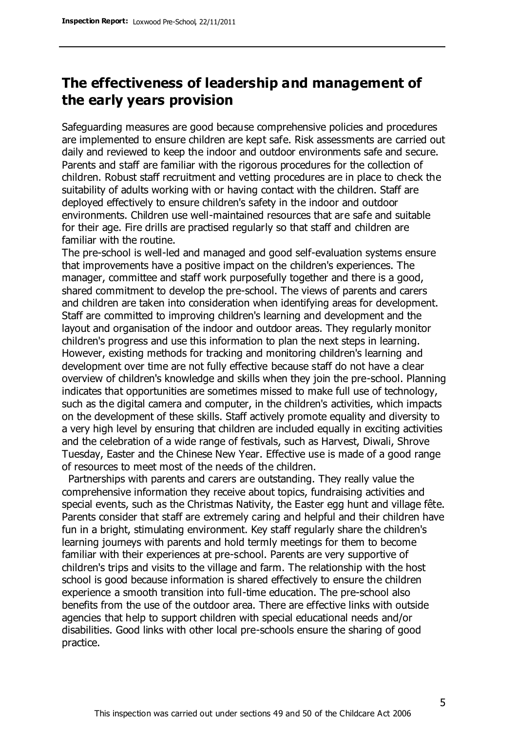## The effectiveness of leadership and management of the early years provision

Safeguarding measures are good because comprehensive policies and procedures are implemented to ensure children are kept safe. Risk assessments are carried out daily and reviewed to keep the indoor and outdoor environments safe and secure. Parents and staff are familiar with the rigorous procedures for the collection of children. Robust staff recruitment and vetting procedures are in place to check the suitability of adults working with or having contact with the children. Staff are deployed effectively to ensure children's safety in the indoor and outdoor environments. Children use well-maintained resources that are safe and suitable for their age. Fire drills are practised regularly so that staff and children are familiar with the routine.

The pre-school is well-led and managed and good self-evaluation systems ensure that improvements have a positive impact on the children's experiences. The manager, committee and staff work purposefully together and there is a good, shared commitment to develop the pre-school. The views of parents and carers and children are taken into consideration when identifying areas for development. Staff are committed to improving children's learning and development and the layout and organisation of the indoor and outdoor areas. They regularly monitor children's progress and use this information to plan the next steps in learning. However, existing methods for tracking and monitoring children's learning and development over time are not fully effective because staff do not have a clear overview of children's knowledge and skills when they join the pre-school. Planning indicates that opportunities are sometimes missed to make full use of technology, such as the digital camera and computer, in the children's activities, which impacts on the development of these skills. Staff actively promote equality and diversity to a very high level by ensuring that children are included equally in exciting activities and the celebration of a wide range of festivals, such as Harvest, Diwali, Shrove Tuesday, Easter and the Chinese New Year. Effective use is made of a good range of resources to meet most of the needs of the children.

Partnerships with parents and carers are outstanding. They really value the comprehensive information they receive about topics, fundraising activities and special events, such as the Christmas Nativity, the Easter egg hunt and village fête. Parents consider that staff are extremely caring and helpful and their children have fun in a bright, stimulating environment. Key staff regularly share the children's learning journeys with parents and hold termly meetings for them to become familiar with their experiences at pre-school. Parents are very supportive of children's trips and visits to the village and farm. The relationship with the host school is good because information is shared effectively to ensure the children experience a smooth transition into full-time education. The pre-school also benefits from the use of the outdoor area. There are effective links with outside agencies that help to support children with special educational needs and/or disabilities. Good links with other local pre-schools ensure the sharing of good practice.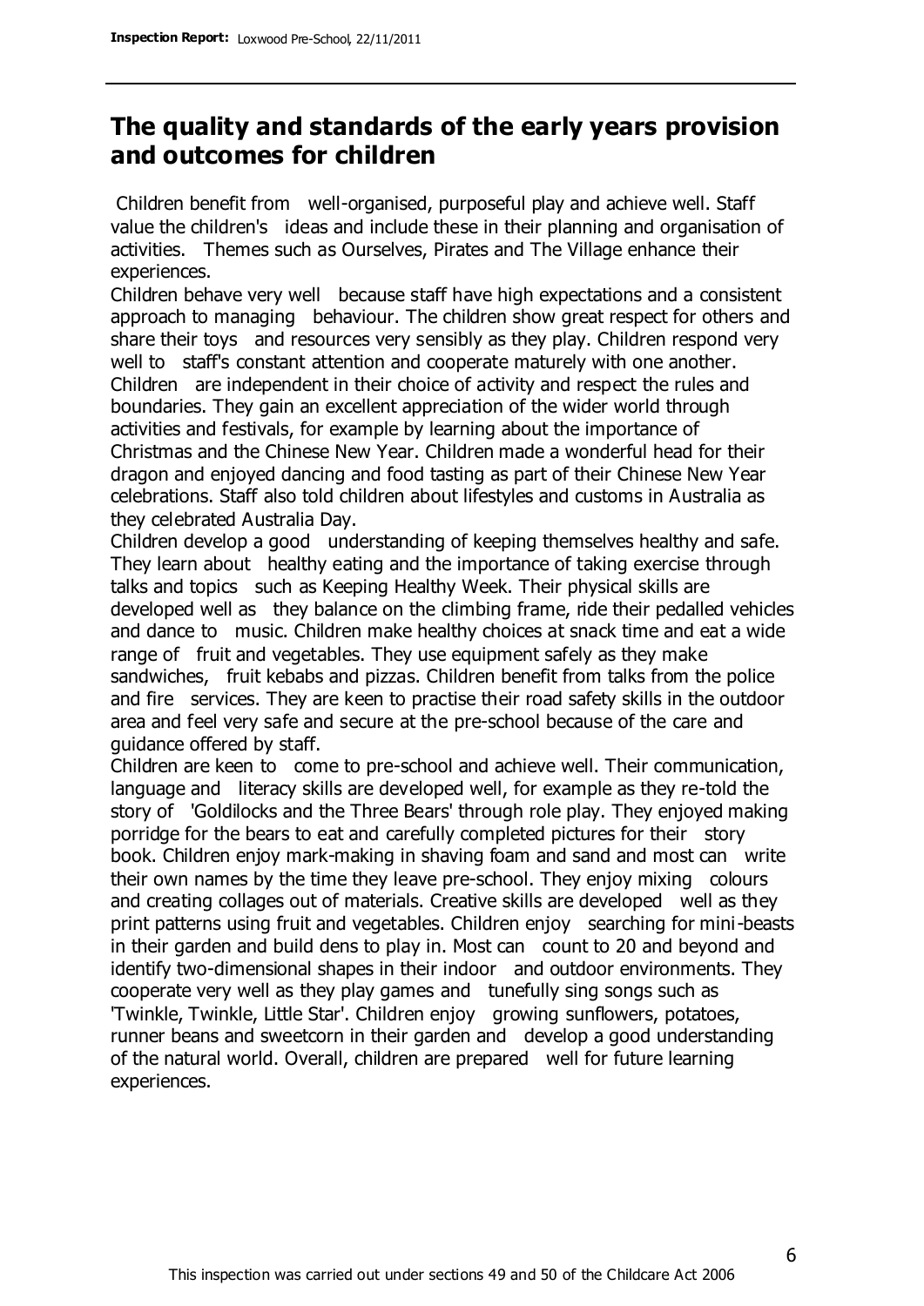## The quality and standards of the early years provision and outcomes for children

Children benefit from well-organised, purposeful play and achieve well. Staff value the children's ideas and include these in their planning and organisation of activities. Themes such as Ourselves, Pirates and The Village enhance their experiences.

Children behave very well because staff have high expectations and a consistent approach to managing behaviour. The children show great respect for others and share their toys and resources very sensibly as they play. Children respond very well to staff's constant attention and cooperate maturely with one another. Children are independent in their choice of activity and respect the rules and boundaries. They gain an excellent appreciation of the wider world through activities and festivals, for example by learning about the importance of Christmas and the Chinese New Year. Children made a wonderful head for their dragon and enjoyed dancing and food tasting as part of their Chinese New Year celebrations. Staff also told children about lifestyles and customs in Australia as they celebrated Australia Day.

Children develop a good understanding of keeping themselves healthy and safe. They learn about healthy eating and the importance of taking exercise through talks and topics such as Keeping Healthy Week. Their physical skills are developed well as they balance on the climbing frame, ride their pedalled vehicles and dance to music. Children make healthy choices at snack time and eat a wide range of fruit and vegetables. They use equipment safely as they make sandwiches, fruit kebabs and pizzas. Children benefit from talks from the police and fire services. They are keen to practise their road safety skills in the outdoor area and feel very safe and secure at the pre-school because of the care and guidance offered by staff.

Children are keen to come to pre-school and achieve well. Their communication, language and literacy skills are developed well, for example as they re-told the story of 'Goldilocks and the Three Bears' through role play. They enjoyed making porridge for the bears to eat and carefully completed pictures for their story book. Children enjoy mark-making in shaving foam and sand and most can write their own names by the time they leave pre-school. They enjoy mixing colours and creating collages out of materials. Creative skills are developed well as they print patterns using fruit and vegetables. Children enjoy searching for mini-beasts in their garden and build dens to play in. Most can count to 20 and beyond and identify two-dimensional shapes in their indoor and outdoor environments. They cooperate very well as they play games and tunefully sing songs such as 'Twinkle, Twinkle, Little Star'. Children enjoy growing sunflowers, potatoes, runner beans and sweetcorn in their garden and develop a good understanding of the natural world. Overall, children are prepared well for future learning experiences.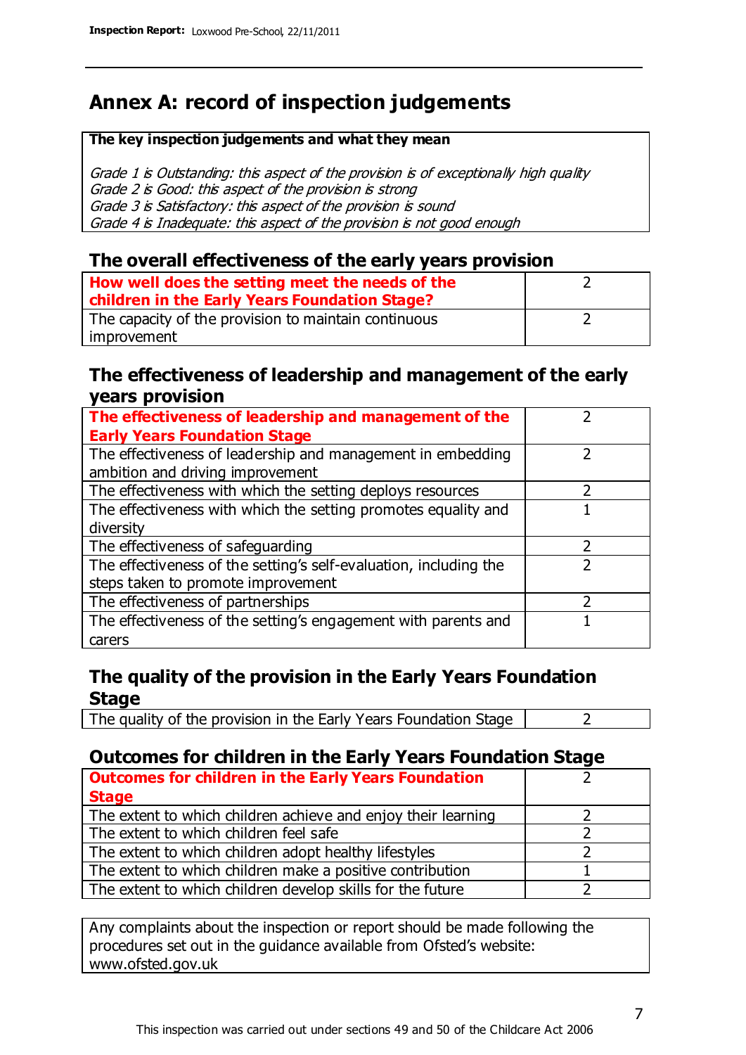# Annex A: record of inspection judgements

| **The key inspection judgements and what they mean** |
| --- |
| *Grade 1 is Outstanding: this aspect of the provision is of exceptionally high quality*<br>*Grade 2 is Good: this aspect of the provision is strong*<br>*Grade 3 is Satisfactory: this aspect of the provision is sound*<br>*Grade 4 is Inadequate: this aspect of the provision is not good enough* |

## The overall effectiveness of the early years provision

| | |
| --- | --- |
| **How well does the setting meet the needs of the children in the Early Years Foundation Stage?** | 2 |
| The capacity of the provision to maintain continuous improvement | 2 |

## The effectiveness of leadership and management of the early years provision

| | |
| --- | --- |
| **The effectiveness of leadership and management of the Early Years Foundation Stage** | 2 |
| The effectiveness of leadership and management in embedding ambition and driving improvement | 2 |
| The effectiveness with which the setting deploys resources | 2 |
| The effectiveness with which the setting promotes equality and diversity | 1 |
| The effectiveness of safeguarding | 2 |
| The effectiveness of the setting's self-evaluation, including the steps taken to promote improvement | 2 |
| The effectiveness of partnerships | 2 |
| The effectiveness of the setting's engagement with parents and carers | 1 |

## The quality of the provision in the Early Years Foundation Stage

| | |
| --- | --- |
| The quality of the provision in the Early Years Foundation Stage | 2 |

## Outcomes for children in the Early Years Foundation Stage

| | |
| --- | --- |
| **Outcomes for children in the Early Years Foundation Stage** | 2 |
| The extent to which children achieve and enjoy their learning | 2 |
| The extent to which children feel safe | 2 |
| The extent to which children adopt healthy lifestyles | 2 |
| The extent to which children make a positive contribution | 1 |
| The extent to which children develop skills for the future | 2 |

Any complaints about the inspection or report should be made following the procedures set out in the guidance available from Ofsted's website: www.ofsted.gov.uk

This inspection was carried out under sections 49 and 50 of the Childcare Act 2006